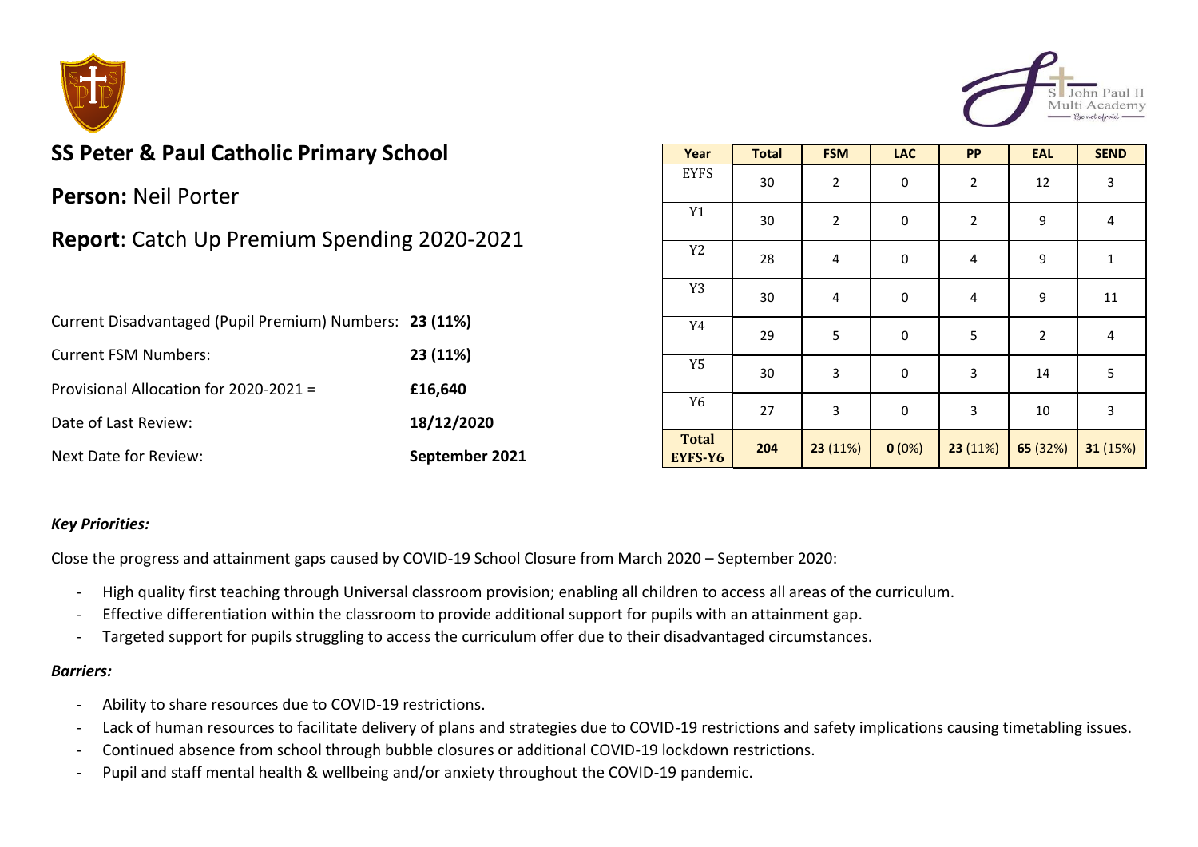# SS Peter & Paul Catholic Primary School

**Person:** Neil Porter

**Report**: Catch Up Premium Spending 2020-2021

| | |
|---|---|
| Current Disadvantaged (Pupil Premium) Numbers: | **23 (11%)** |
| Current FSM Numbers: | **23 (11%)** |
| Provisional Allocation for 2020-2021 = | **£16,640** |
| Date of Last Review: | **18/12/2020** |
| Next Date for Review: | **September 2021** |

| Year | Total | FSM | LAC | PP | EAL | SEND |
|---|---|---|---|---|---|---|
| EYFS | 30 | 2 | 0 | 2 | 12 | 3 |
| Y1 | 30 | 2 | 0 | 2 | 9 | 4 |
| Y2 | 28 | 4 | 0 | 4 | 9 | 1 |
| Y3 | 30 | 4 | 0 | 4 | 9 | 11 |
| Y4 | 29 | 5 | 0 | 5 | 2 | 4 |
| Y5 | 30 | 3 | 0 | 3 | 14 | 5 |
| Y6 | 27 | 3 | 0 | 3 | 10 | 3 |
| **Total EYFS-Y6** | **204** | **23** (11%) | **0** (0%) | **23** (11%) | **65** (32%) | **31** (15%) |

***Key Priorities:***

Close the progress and attainment gaps caused by COVID-19 School Closure from March 2020 – September 2020:

- High quality first teaching through Universal classroom provision; enabling all children to access all areas of the curriculum.
- Effective differentiation within the classroom to provide additional support for pupils with an attainment gap.
- Targeted support for pupils struggling to access the curriculum offer due to their disadvantaged circumstances.

***Barriers:***

- Ability to share resources due to COVID-19 restrictions.
- Lack of human resources to facilitate delivery of plans and strategies due to COVID-19 restrictions and safety implications causing timetabling issues.
- Continued absence from school through bubble closures or additional COVID-19 lockdown restrictions.
- Pupil and staff mental health & wellbeing and/or anxiety throughout the COVID-19 pandemic.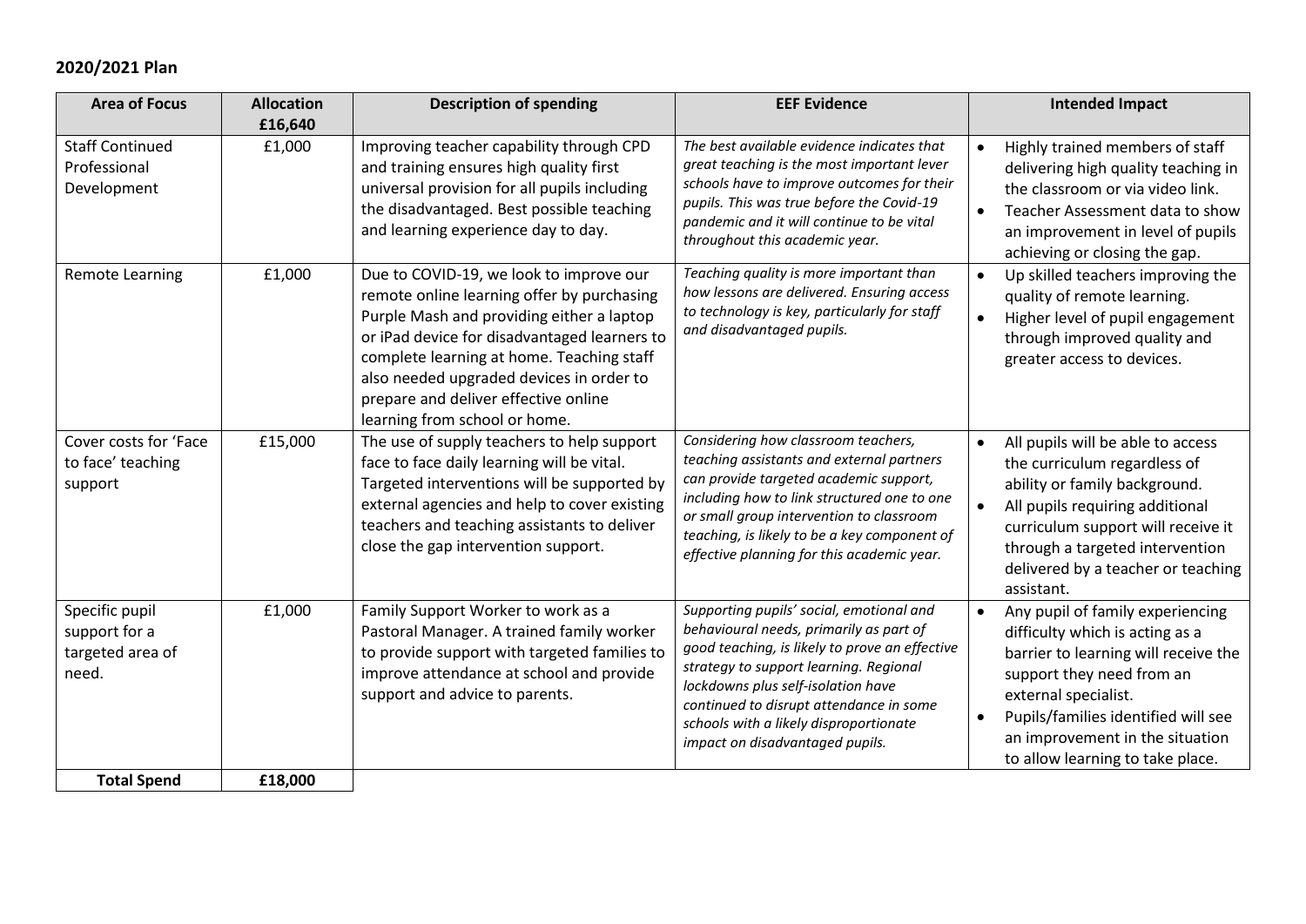## 2020/2021 Plan

| Area of Focus | Allocation £16,640 | Description of spending | EEF Evidence | Intended Impact |
|---|---|---|---|---|
| Staff Continued Professional Development | £1,000 | Improving teacher capability through CPD and training ensures high quality first universal provision for all pupils including the disadvantaged. Best possible teaching and learning experience day to day. | *The best available evidence indicates that great teaching is the most important lever schools have to improve outcomes for their pupils. This was true before the Covid-19 pandemic and it will continue to be vital throughout this academic year.* | • Highly trained members of staff delivering high quality teaching in the classroom or via video link.<br>• Teacher Assessment data to show an improvement in level of pupils achieving or closing the gap. |
| Remote Learning | £1,000 | Due to COVID-19, we look to improve our remote online learning offer by purchasing Purple Mash and providing either a laptop or iPad device for disadvantaged learners to complete learning at home. Teaching staff also needed upgraded devices in order to prepare and deliver effective online learning from school or home. | *Teaching quality is more important than how lessons are delivered. Ensuring access to technology is key, particularly for staff and disadvantaged pupils.* | • Up skilled teachers improving the quality of remote learning.<br>• Higher level of pupil engagement through improved quality and greater access to devices. |
| Cover costs for 'Face to face' teaching support | £15,000 | The use of supply teachers to help support face to face daily learning will be vital. Targeted interventions will be supported by external agencies and help to cover existing teachers and teaching assistants to deliver close the gap intervention support. | *Considering how classroom teachers, teaching assistants and external partners can provide targeted academic support, including how to link structured one to one or small group intervention to classroom teaching, is likely to be a key component of effective planning for this academic year.* | • All pupils will be able to access the curriculum regardless of ability or family background.<br>• All pupils requiring additional curriculum support will receive it through a targeted intervention delivered by a teacher or teaching assistant. |
| Specific pupil support for a targeted area of need. | £1,000 | Family Support Worker to work as a Pastoral Manager. A trained family worker to provide support with targeted families to improve attendance at school and provide support and advice to parents. | *Supporting pupils' social, emotional and behavioural needs, primarily as part of good teaching, is likely to prove an effective strategy to support learning. Regional lockdowns plus self-isolation have continued to disrupt attendance in some schools with a likely disproportionate impact on disadvantaged pupils.* | • Any pupil of family experiencing difficulty which is acting as a barrier to learning will receive the support they need from an external specialist.<br>• Pupils/families identified will see an improvement in the situation to allow learning to take place. |
| **Total Spend** | **£18,000** | | | |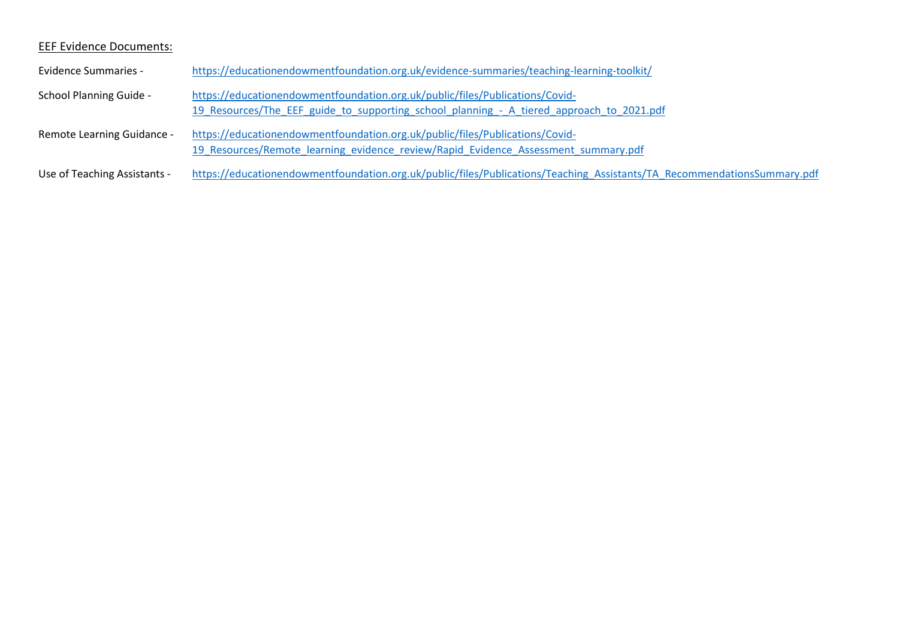EEF Evidence Documents:

| | |
|---|---|
| Evidence Summaries - | https://educationendowmentfoundation.org.uk/evidence-summaries/teaching-learning-toolkit/ |
| School Planning Guide - | https://educationendowmentfoundation.org.uk/public/files/Publications/Covid-19_Resources/The_EEF_guide_to_supporting_school_planning_-_A_tiered_approach_to_2021.pdf |
| Remote Learning Guidance - | https://educationendowmentfoundation.org.uk/public/files/Publications/Covid-19_Resources/Remote_learning_evidence_review/Rapid_Evidence_Assessment_summary.pdf |
| Use of Teaching Assistants - | https://educationendowmentfoundation.org.uk/public/files/Publications/Teaching_Assistants/TA_RecommendationsSummary.pdf |